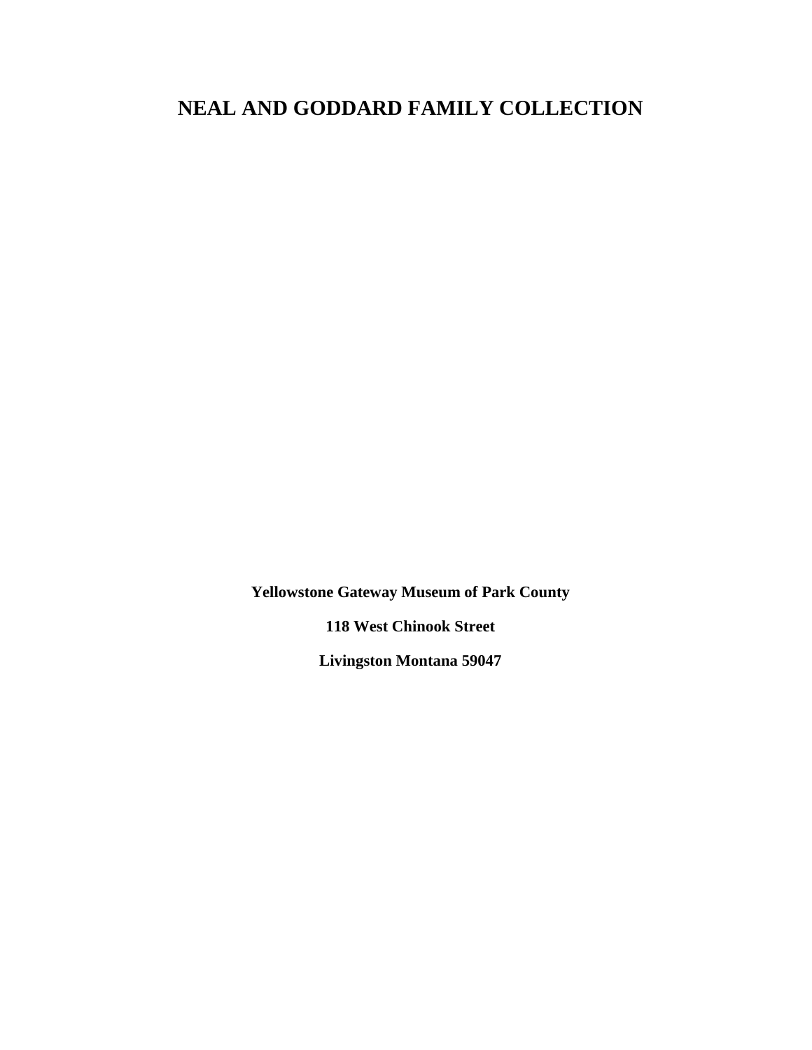# NEAL AND GODDARD FAMILY COLLECTION

**Yellowstone Gateway Museum of Park County**

**118 West Chinook Street**

**Livingston Montana 59047**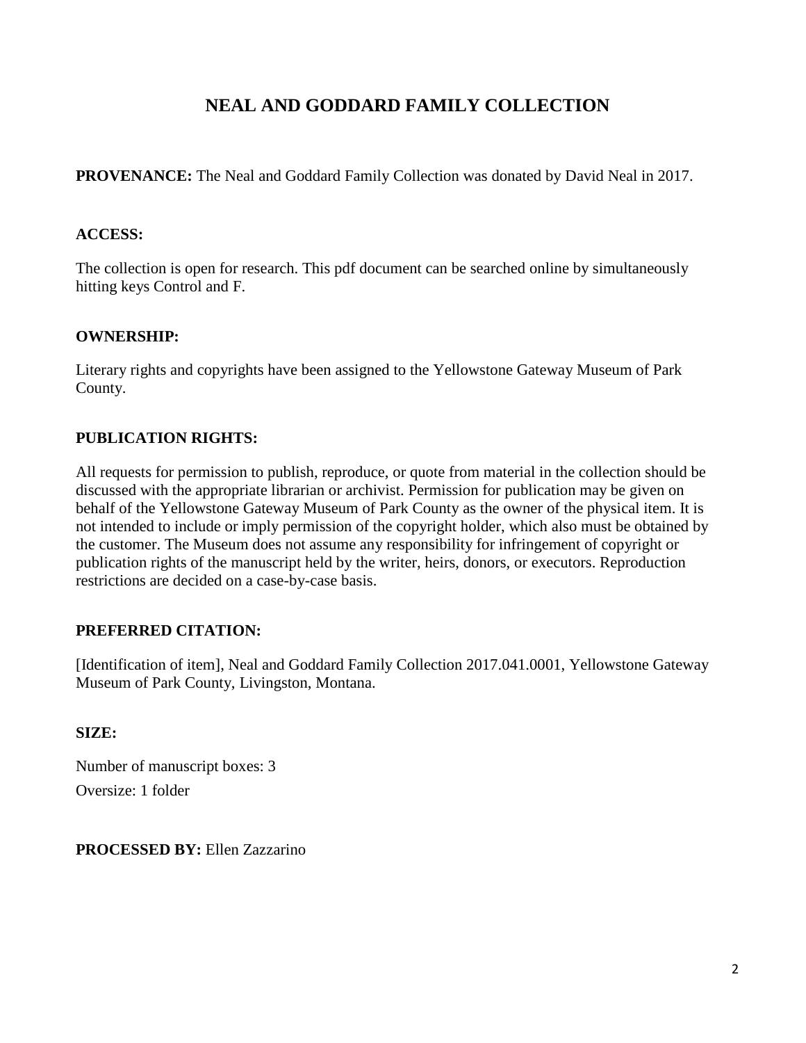# NEAL AND GODDARD FAMILY COLLECTION

**PROVENANCE:** The Neal and Goddard Family Collection was donated by David Neal in 2017.

**ACCESS:**

The collection is open for research. This pdf document can be searched online by simultaneously hitting keys Control and F.

**OWNERSHIP:**

Literary rights and copyrights have been assigned to the Yellowstone Gateway Museum of Park County.

**PUBLICATION RIGHTS:**

All requests for permission to publish, reproduce, or quote from material in the collection should be discussed with the appropriate librarian or archivist. Permission for publication may be given on behalf of the Yellowstone Gateway Museum of Park County as the owner of the physical item. It is not intended to include or imply permission of the copyright holder, which also must be obtained by the customer. The Museum does not assume any responsibility for infringement of copyright or publication rights of the manuscript held by the writer, heirs, donors, or executors. Reproduction restrictions are decided on a case-by-case basis.

**PREFERRED CITATION:**

[Identification of item], Neal and Goddard Family Collection 2017.041.0001, Yellowstone Gateway Museum of Park County, Livingston, Montana.

**SIZE:**

Number of manuscript boxes: 3

Oversize: 1 folder

**PROCESSED BY:** Ellen Zazzarino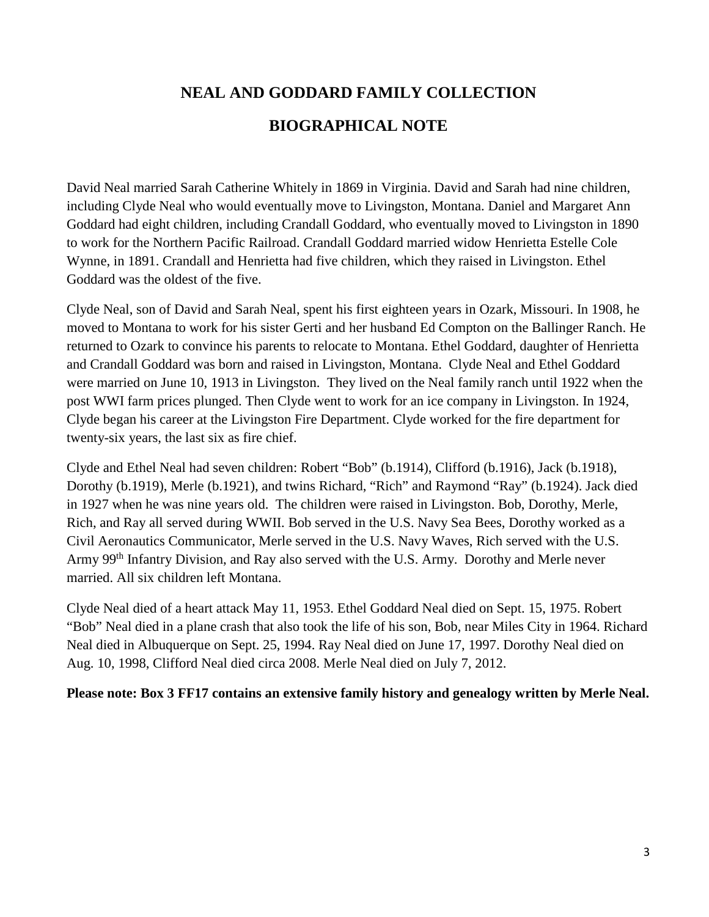# NEAL AND GODDARD FAMILY COLLECTION

## BIOGRAPHICAL NOTE

David Neal married Sarah Catherine Whitely in 1869 in Virginia. David and Sarah had nine children, including Clyde Neal who would eventually move to Livingston, Montana. Daniel and Margaret Ann Goddard had eight children, including Crandall Goddard, who eventually moved to Livingston in 1890 to work for the Northern Pacific Railroad. Crandall Goddard married widow Henrietta Estelle Cole Wynne, in 1891. Crandall and Henrietta had five children, which they raised in Livingston. Ethel Goddard was the oldest of the five.

Clyde Neal, son of David and Sarah Neal, spent his first eighteen years in Ozark, Missouri. In 1908, he moved to Montana to work for his sister Gerti and her husband Ed Compton on the Ballinger Ranch. He returned to Ozark to convince his parents to relocate to Montana. Ethel Goddard, daughter of Henrietta and Crandall Goddard was born and raised in Livingston, Montana. Clyde Neal and Ethel Goddard were married on June 10, 1913 in Livingston. They lived on the Neal family ranch until 1922 when the post WWI farm prices plunged. Then Clyde went to work for an ice company in Livingston. In 1924, Clyde began his career at the Livingston Fire Department. Clyde worked for the fire department for twenty-six years, the last six as fire chief.

Clyde and Ethel Neal had seven children: Robert "Bob" (b.1914), Clifford (b.1916), Jack (b.1918), Dorothy (b.1919), Merle (b.1921), and twins Richard, "Rich" and Raymond "Ray" (b.1924). Jack died in 1927 when he was nine years old. The children were raised in Livingston. Bob, Dorothy, Merle, Rich, and Ray all served during WWII. Bob served in the U.S. Navy Sea Bees, Dorothy worked as a Civil Aeronautics Communicator, Merle served in the U.S. Navy Waves, Rich served with the U.S. Army 99th Infantry Division, and Ray also served with the U.S. Army. Dorothy and Merle never married. All six children left Montana.

Clyde Neal died of a heart attack May 11, 1953. Ethel Goddard Neal died on Sept. 15, 1975. Robert "Bob" Neal died in a plane crash that also took the life of his son, Bob, near Miles City in 1964. Richard Neal died in Albuquerque on Sept. 25, 1994. Ray Neal died on June 17, 1997. Dorothy Neal died on Aug. 10, 1998, Clifford Neal died circa 2008. Merle Neal died on July 7, 2012.

**Please note: Box 3 FF17 contains an extensive family history and genealogy written by Merle Neal.**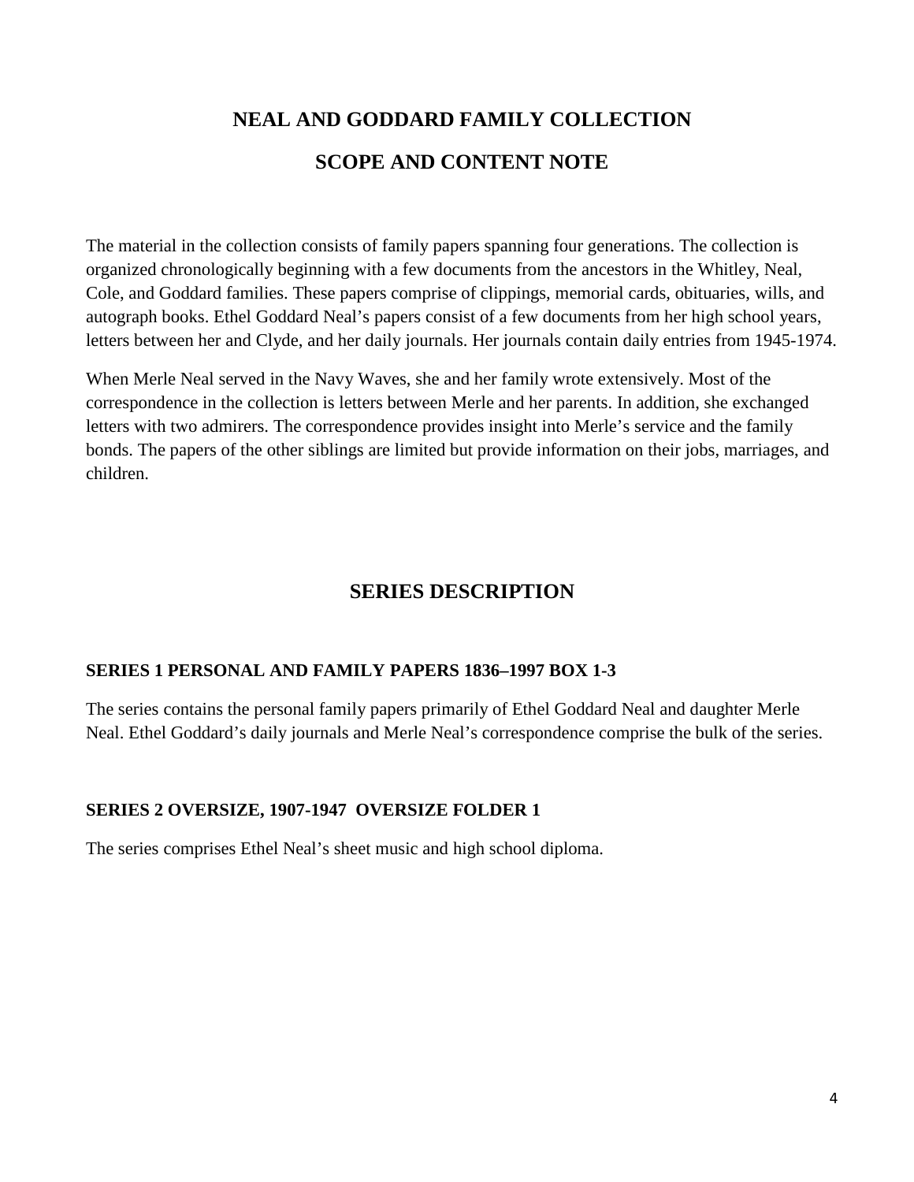# NEAL AND GODDARD FAMILY COLLECTION

## SCOPE AND CONTENT NOTE

The material in the collection consists of family papers spanning four generations. The collection is organized chronologically beginning with a few documents from the ancestors in the Whitley, Neal, Cole, and Goddard families. These papers comprise of clippings, memorial cards, obituaries, wills, and autograph books. Ethel Goddard Neal's papers consist of a few documents from her high school years, letters between her and Clyde, and her daily journals. Her journals contain daily entries from 1945-1974.

When Merle Neal served in the Navy Waves, she and her family wrote extensively. Most of the correspondence in the collection is letters between Merle and her parents. In addition, she exchanged letters with two admirers. The correspondence provides insight into Merle's service and the family bonds. The papers of the other siblings are limited but provide information on their jobs, marriages, and children.

## SERIES DESCRIPTION

### SERIES 1 PERSONAL AND FAMILY PAPERS 1836–1997 BOX 1-3

The series contains the personal family papers primarily of Ethel Goddard Neal and daughter Merle Neal. Ethel Goddard's daily journals and Merle Neal's correspondence comprise the bulk of the series.

### SERIES 2 OVERSIZE, 1907-1947 OVERSIZE FOLDER 1

The series comprises Ethel Neal's sheet music and high school diploma.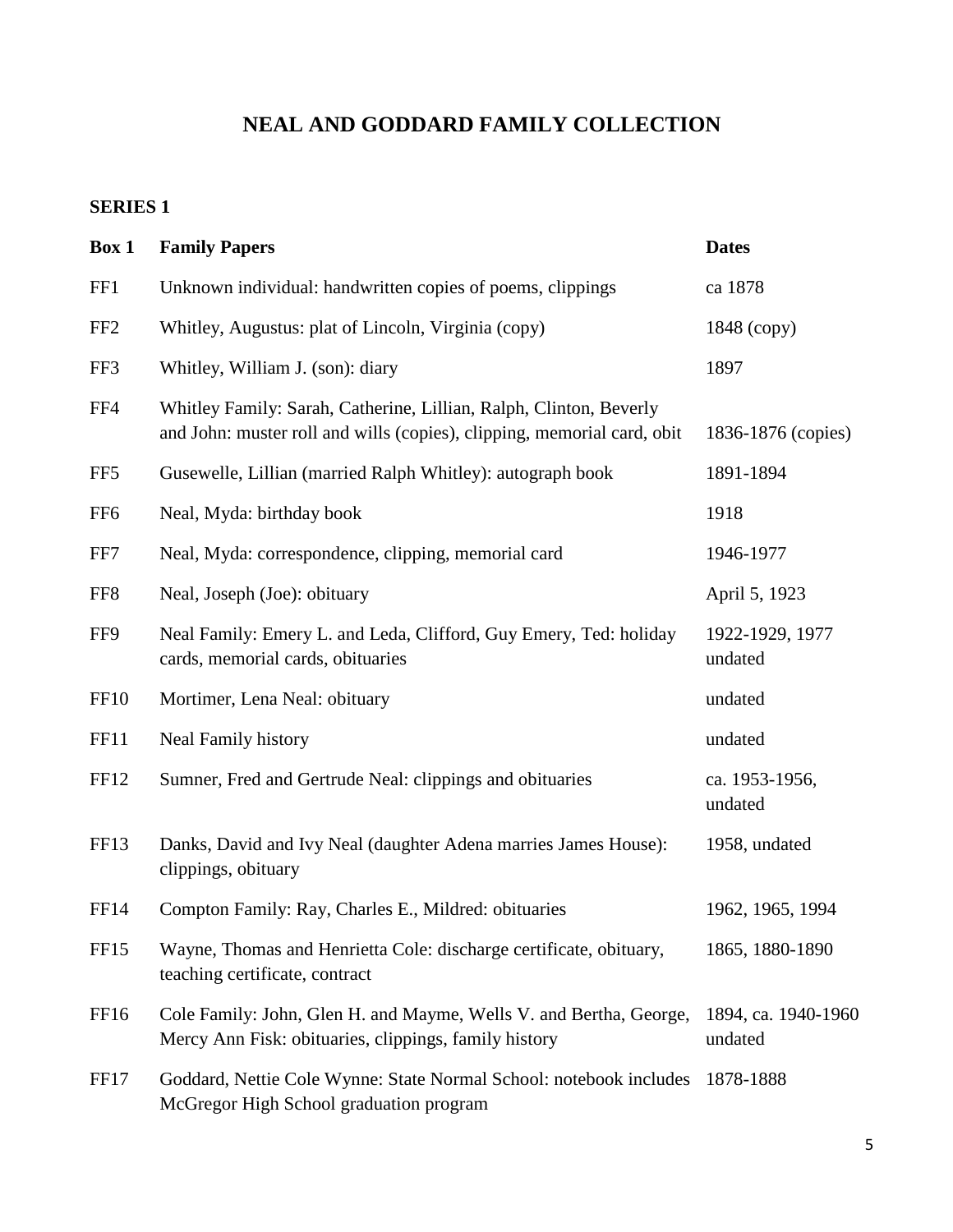# NEAL AND GODDARD FAMILY COLLECTION

## SERIES 1

| Box 1 | Family Papers | Dates |
|---|---|---|
| FF1 | Unknown individual: handwritten copies of poems, clippings | ca 1878 |
| FF2 | Whitley, Augustus: plat of Lincoln, Virginia (copy) | 1848 (copy) |
| FF3 | Whitley, William J. (son): diary | 1897 |
| FF4 | Whitley Family: Sarah, Catherine, Lillian, Ralph, Clinton, Beverly and John: muster roll and wills (copies), clipping, memorial card, obit | 1836-1876 (copies) |
| FF5 | Gusewelle, Lillian (married Ralph Whitley): autograph book | 1891-1894 |
| FF6 | Neal, Myda: birthday book | 1918 |
| FF7 | Neal, Myda: correspondence, clipping, memorial card | 1946-1977 |
| FF8 | Neal, Joseph (Joe): obituary | April 5, 1923 |
| FF9 | Neal Family: Emery L. and Leda, Clifford, Guy Emery, Ted: holiday cards, memorial cards, obituaries | 1922-1929, 1977 undated |
| FF10 | Mortimer, Lena Neal: obituary | undated |
| FF11 | Neal Family history | undated |
| FF12 | Sumner, Fred and Gertrude Neal: clippings and obituaries | ca. 1953-1956, undated |
| FF13 | Danks, David and Ivy Neal (daughter Adena marries James House): clippings, obituary | 1958, undated |
| FF14 | Compton Family: Ray, Charles E., Mildred: obituaries | 1962, 1965, 1994 |
| FF15 | Wayne, Thomas and Henrietta Cole: discharge certificate, obituary, teaching certificate, contract | 1865, 1880-1890 |
| FF16 | Cole Family: John, Glen H. and Mayme, Wells V. and Bertha, George, Mercy Ann Fisk: obituaries, clippings, family history | 1894, ca. 1940-1960 undated |
| FF17 | Goddard, Nettie Cole Wynne: State Normal School: notebook includes McGregor High School graduation program | 1878-1888 |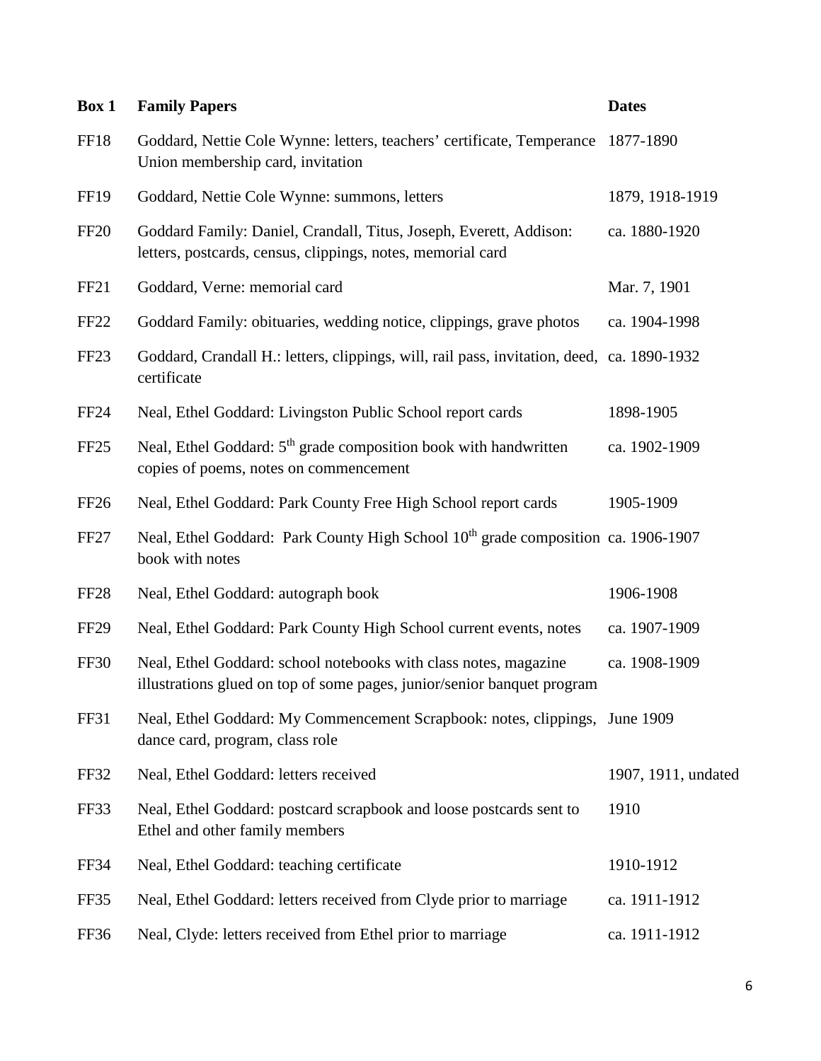| Box 1 | Family Papers | Dates |
|---|---|---|
| FF18 | Goddard, Nettie Cole Wynne: letters, teachers' certificate, Temperance Union membership card, invitation | 1877-1890 |
| FF19 | Goddard, Nettie Cole Wynne: summons, letters | 1879, 1918-1919 |
| FF20 | Goddard Family: Daniel, Crandall, Titus, Joseph, Everett, Addison: letters, postcards, census, clippings, notes, memorial card | ca. 1880-1920 |
| FF21 | Goddard, Verne: memorial card | Mar. 7, 1901 |
| FF22 | Goddard Family: obituaries, wedding notice, clippings, grave photos | ca. 1904-1998 |
| FF23 | Goddard, Crandall H.: letters, clippings, will, rail pass, invitation, deed, certificate | ca. 1890-1932 |
| FF24 | Neal, Ethel Goddard: Livingston Public School report cards | 1898-1905 |
| FF25 | Neal, Ethel Goddard: 5th grade composition book with handwritten copies of poems, notes on commencement | ca. 1902-1909 |
| FF26 | Neal, Ethel Goddard: Park County Free High School report cards | 1905-1909 |
| FF27 | Neal, Ethel Goddard: Park County High School 10th grade composition book with notes | ca. 1906-1907 |
| FF28 | Neal, Ethel Goddard: autograph book | 1906-1908 |
| FF29 | Neal, Ethel Goddard: Park County High School current events, notes | ca. 1907-1909 |
| FF30 | Neal, Ethel Goddard: school notebooks with class notes, magazine illustrations glued on top of some pages, junior/senior banquet program | ca. 1908-1909 |
| FF31 | Neal, Ethel Goddard: My Commencement Scrapbook: notes, clippings, dance card, program, class role | June 1909 |
| FF32 | Neal, Ethel Goddard: letters received | 1907, 1911, undated |
| FF33 | Neal, Ethel Goddard: postcard scrapbook and loose postcards sent to Ethel and other family members | 1910 |
| FF34 | Neal, Ethel Goddard: teaching certificate | 1910-1912 |
| FF35 | Neal, Ethel Goddard: letters received from Clyde prior to marriage | ca. 1911-1912 |
| FF36 | Neal, Clyde: letters received from Ethel prior to marriage | ca. 1911-1912 |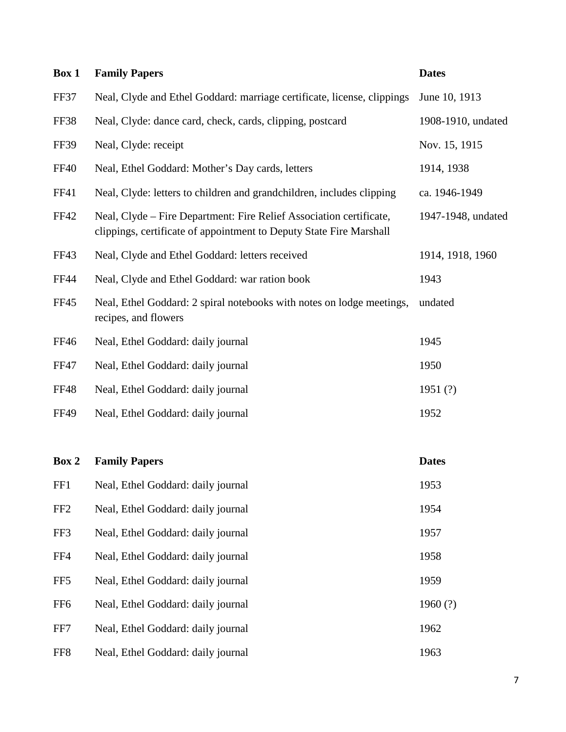| Box 1 | Family Papers | Dates |
|---|---|---|
| FF37 | Neal, Clyde and Ethel Goddard: marriage certificate, license, clippings | June 10, 1913 |
| FF38 | Neal, Clyde: dance card, check, cards, clipping, postcard | 1908-1910, undated |
| FF39 | Neal, Clyde: receipt | Nov. 15, 1915 |
| FF40 | Neal, Ethel Goddard: Mother's Day cards, letters | 1914, 1938 |
| FF41 | Neal, Clyde: letters to children and grandchildren, includes clipping | ca. 1946-1949 |
| FF42 | Neal, Clyde – Fire Department: Fire Relief Association certificate, clippings, certificate of appointment to Deputy State Fire Marshall | 1947-1948, undated |
| FF43 | Neal, Clyde and Ethel Goddard: letters received | 1914, 1918, 1960 |
| FF44 | Neal, Clyde and Ethel Goddard: war ration book | 1943 |
| FF45 | Neal, Ethel Goddard: 2 spiral notebooks with notes on lodge meetings, recipes, and flowers | undated |
| FF46 | Neal, Ethel Goddard: daily journal | 1945 |
| FF47 | Neal, Ethel Goddard: daily journal | 1950 |
| FF48 | Neal, Ethel Goddard: daily journal | 1951 (?) |
| FF49 | Neal, Ethel Goddard: daily journal | 1952 |

| Box 2 | Family Papers | Dates |
|---|---|---|
| FF1 | Neal, Ethel Goddard: daily journal | 1953 |
| FF2 | Neal, Ethel Goddard: daily journal | 1954 |
| FF3 | Neal, Ethel Goddard: daily journal | 1957 |
| FF4 | Neal, Ethel Goddard: daily journal | 1958 |
| FF5 | Neal, Ethel Goddard: daily journal | 1959 |
| FF6 | Neal, Ethel Goddard: daily journal | 1960 (?) |
| FF7 | Neal, Ethel Goddard: daily journal | 1962 |
| FF8 | Neal, Ethel Goddard: daily journal | 1963 |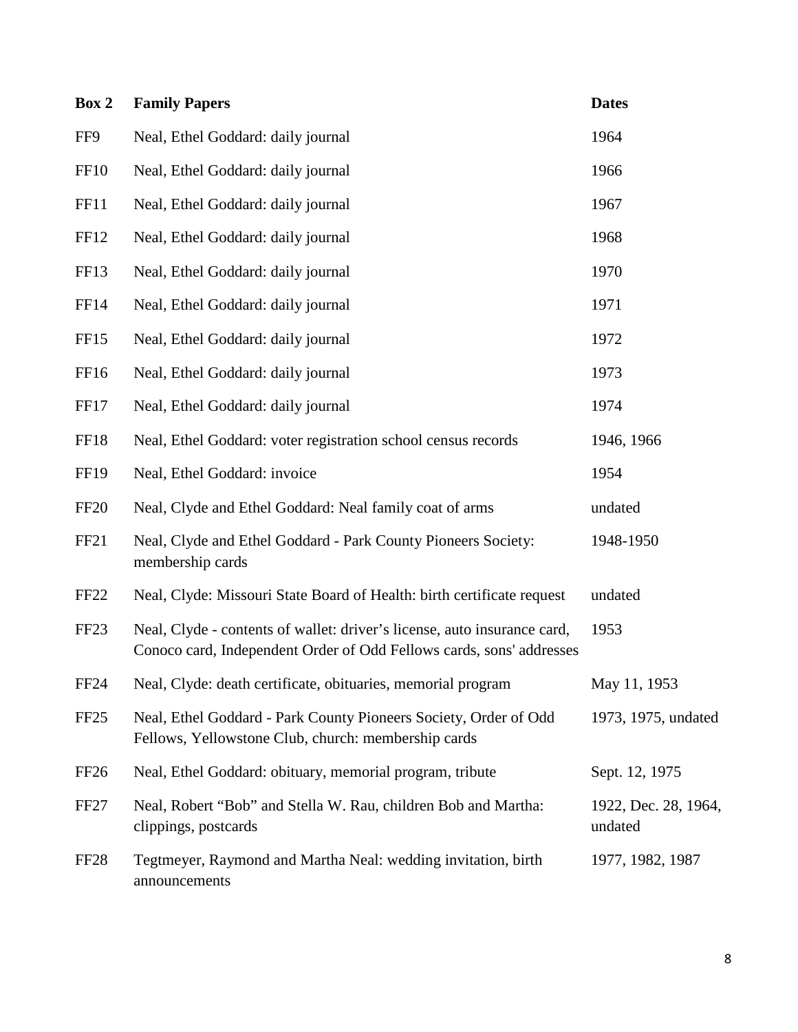| Box 2 | Family Papers | Dates |
|---|---|---|
| FF9 | Neal, Ethel Goddard: daily journal | 1964 |
| FF10 | Neal, Ethel Goddard: daily journal | 1966 |
| FF11 | Neal, Ethel Goddard: daily journal | 1967 |
| FF12 | Neal, Ethel Goddard: daily journal | 1968 |
| FF13 | Neal, Ethel Goddard: daily journal | 1970 |
| FF14 | Neal, Ethel Goddard: daily journal | 1971 |
| FF15 | Neal, Ethel Goddard: daily journal | 1972 |
| FF16 | Neal, Ethel Goddard: daily journal | 1973 |
| FF17 | Neal, Ethel Goddard: daily journal | 1974 |
| FF18 | Neal, Ethel Goddard: voter registration school census records | 1946, 1966 |
| FF19 | Neal, Ethel Goddard: invoice | 1954 |
| FF20 | Neal, Clyde and Ethel Goddard: Neal family coat of arms | undated |
| FF21 | Neal, Clyde and Ethel Goddard - Park County Pioneers Society: membership cards | 1948-1950 |
| FF22 | Neal, Clyde: Missouri State Board of Health: birth certificate request | undated |
| FF23 | Neal, Clyde - contents of wallet: driver's license, auto insurance card, Conoco card, Independent Order of Odd Fellows cards, sons' addresses | 1953 |
| FF24 | Neal, Clyde: death certificate, obituaries, memorial program | May 11, 1953 |
| FF25 | Neal, Ethel Goddard - Park County Pioneers Society, Order of Odd Fellows, Yellowstone Club, church: membership cards | 1973, 1975, undated |
| FF26 | Neal, Ethel Goddard: obituary, memorial program, tribute | Sept. 12, 1975 |
| FF27 | Neal, Robert "Bob" and Stella W. Rau, children Bob and Martha: clippings, postcards | 1922, Dec. 28, 1964, undated |
| FF28 | Tegtmeyer, Raymond and Martha Neal: wedding invitation, birth announcements | 1977, 1982, 1987 |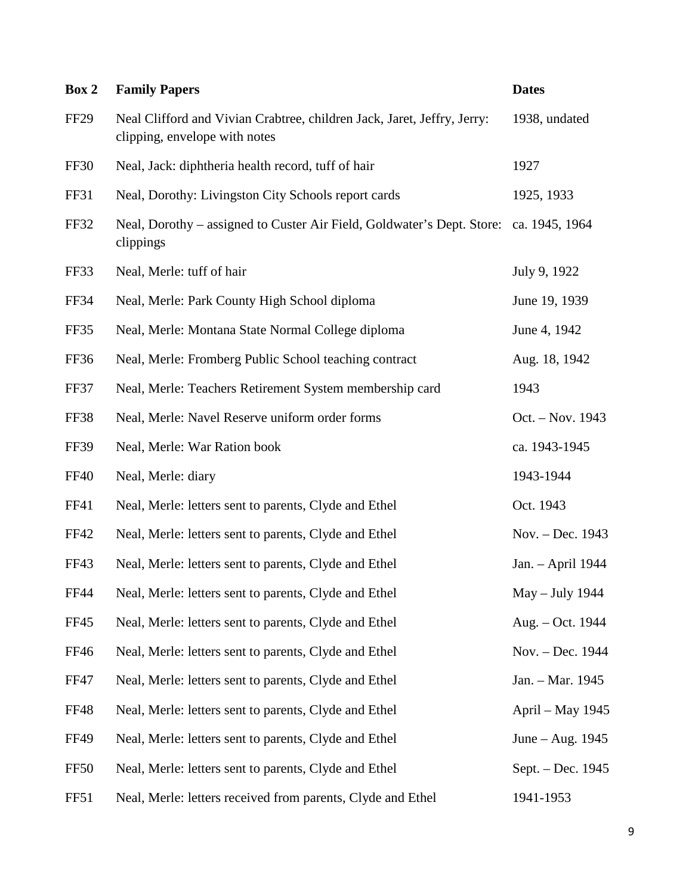| Box 2 | Family Papers | Dates |
|---|---|---|
| FF29 | Neal Clifford and Vivian Crabtree, children Jack, Jaret, Jeffry, Jerry: clipping, envelope with notes | 1938, undated |
| FF30 | Neal, Jack: diphtheria health record, tuff of hair | 1927 |
| FF31 | Neal, Dorothy: Livingston City Schools report cards | 1925, 1933 |
| FF32 | Neal, Dorothy – assigned to Custer Air Field, Goldwater's Dept. Store: clippings | ca. 1945, 1964 |
| FF33 | Neal, Merle: tuff of hair | July 9, 1922 |
| FF34 | Neal, Merle: Park County High School diploma | June 19, 1939 |
| FF35 | Neal, Merle: Montana State Normal College diploma | June 4, 1942 |
| FF36 | Neal, Merle: Fromberg Public School teaching contract | Aug. 18, 1942 |
| FF37 | Neal, Merle: Teachers Retirement System membership card | 1943 |
| FF38 | Neal, Merle: Navel Reserve uniform order forms | Oct. – Nov. 1943 |
| FF39 | Neal, Merle: War Ration book | ca. 1943-1945 |
| FF40 | Neal, Merle: diary | 1943-1944 |
| FF41 | Neal, Merle: letters sent to parents, Clyde and Ethel | Oct. 1943 |
| FF42 | Neal, Merle: letters sent to parents, Clyde and Ethel | Nov. – Dec. 1943 |
| FF43 | Neal, Merle: letters sent to parents, Clyde and Ethel | Jan. – April 1944 |
| FF44 | Neal, Merle: letters sent to parents, Clyde and Ethel | May – July 1944 |
| FF45 | Neal, Merle: letters sent to parents, Clyde and Ethel | Aug. – Oct. 1944 |
| FF46 | Neal, Merle: letters sent to parents, Clyde and Ethel | Nov. – Dec. 1944 |
| FF47 | Neal, Merle: letters sent to parents, Clyde and Ethel | Jan. – Mar. 1945 |
| FF48 | Neal, Merle: letters sent to parents, Clyde and Ethel | April – May 1945 |
| FF49 | Neal, Merle: letters sent to parents, Clyde and Ethel | June – Aug. 1945 |
| FF50 | Neal, Merle: letters sent to parents, Clyde and Ethel | Sept. – Dec. 1945 |
| FF51 | Neal, Merle: letters received from parents, Clyde and Ethel | 1941-1953 |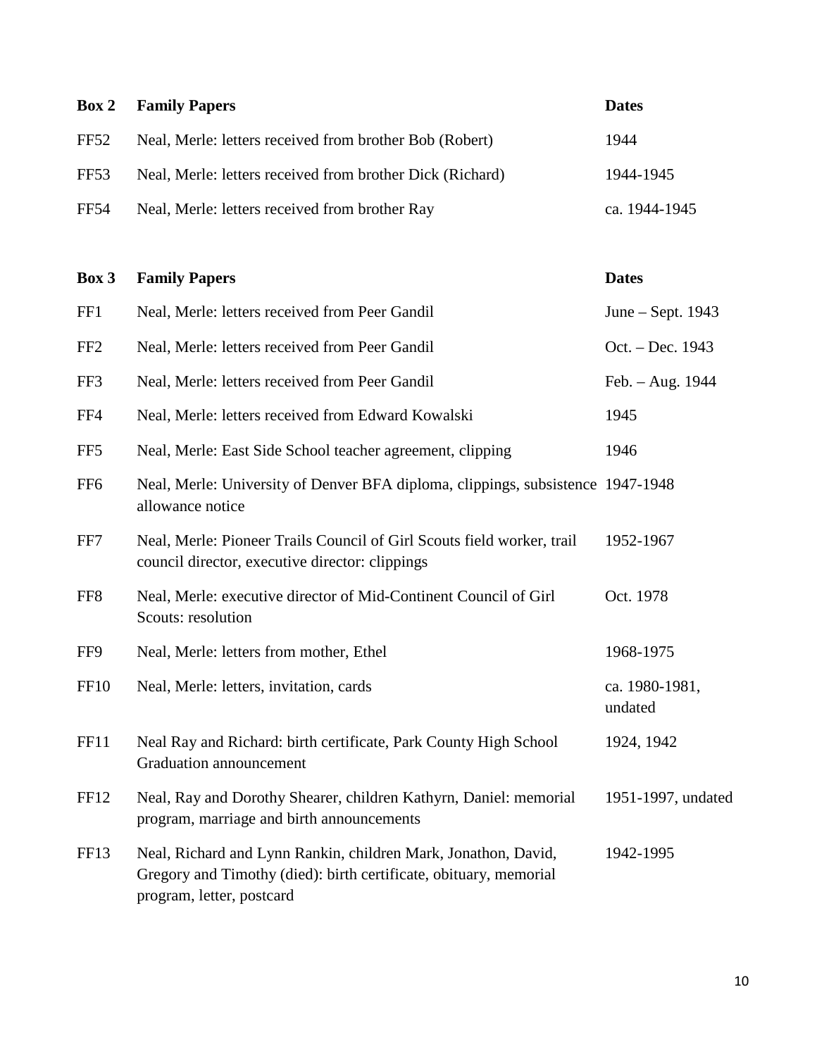| Box 2 | Family Papers | Dates |
| --- | --- | --- |
| FF52 | Neal, Merle: letters received from brother Bob (Robert) | 1944 |
| FF53 | Neal, Merle: letters received from brother Dick (Richard) | 1944-1945 |
| FF54 | Neal, Merle: letters received from brother Ray | ca. 1944-1945 |

| Box 3 | Family Papers | Dates |
| --- | --- | --- |
| FF1 | Neal, Merle: letters received from Peer Gandil | June – Sept. 1943 |
| FF2 | Neal, Merle: letters received from Peer Gandil | Oct. – Dec. 1943 |
| FF3 | Neal, Merle: letters received from Peer Gandil | Feb. – Aug. 1944 |
| FF4 | Neal, Merle: letters received from Edward Kowalski | 1945 |
| FF5 | Neal, Merle: East Side School teacher agreement, clipping | 1946 |
| FF6 | Neal, Merle: University of Denver BFA diploma, clippings, subsistence allowance notice | 1947-1948 |
| FF7 | Neal, Merle: Pioneer Trails Council of Girl Scouts field worker, trail council director, executive director: clippings | 1952-1967 |
| FF8 | Neal, Merle: executive director of Mid-Continent Council of Girl Scouts: resolution | Oct. 1978 |
| FF9 | Neal, Merle: letters from mother, Ethel | 1968-1975 |
| FF10 | Neal, Merle: letters, invitation, cards | ca. 1980-1981, undated |
| FF11 | Neal Ray and Richard: birth certificate, Park County High School Graduation announcement | 1924, 1942 |
| FF12 | Neal, Ray and Dorothy Shearer, children Kathyrn, Daniel: memorial program, marriage and birth announcements | 1951-1997, undated |
| FF13 | Neal, Richard and Lynn Rankin, children Mark, Jonathon, David, Gregory and Timothy (died): birth certificate, obituary, memorial program, letter, postcard | 1942-1995 |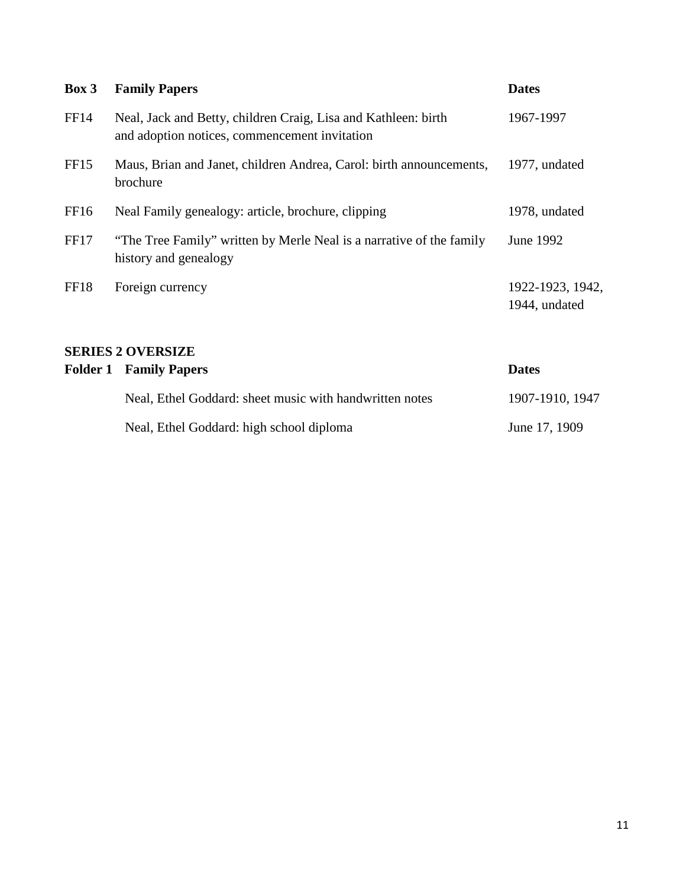| Box 3 | Family Papers | Dates |
|---|---|---|
| FF14 | Neal, Jack and Betty, children Craig, Lisa and Kathleen: birth and adoption notices, commencement invitation | 1967-1997 |
| FF15 | Maus, Brian and Janet, children Andrea, Carol: birth announcements, brochure | 1977, undated |
| FF16 | Neal Family genealogy: article, brochure, clipping | 1978, undated |
| FF17 | "The Tree Family" written by Merle Neal is a narrative of the family history and genealogy | June 1992 |
| FF18 | Foreign currency | 1922-1923, 1942, 1944, undated |

**SERIES 2 OVERSIZE**

| Folder 1 | Family Papers | Dates |
|---|---|---|
| | Neal, Ethel Goddard: sheet music with handwritten notes | 1907-1910, 1947 |
| | Neal, Ethel Goddard: high school diploma | June 17, 1909 |